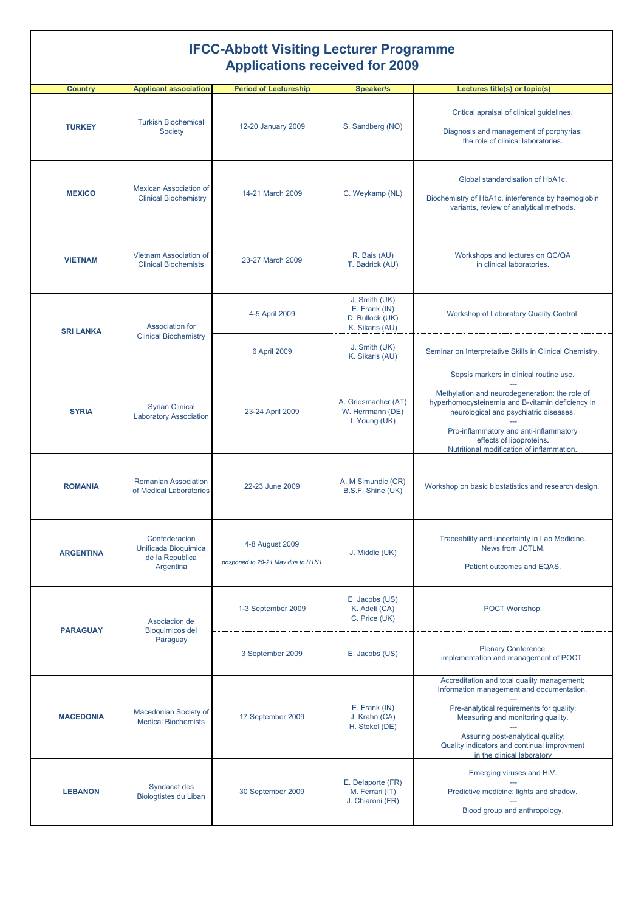# IFCC-Abbott Visiting Lecturer Programme
## Applications received for 2009

| Country | Applicant association | Period of Lectureship | Speaker/s | Lectures title(s) or topic(s) |
|---|---|---|---|---|
| **TURKEY** | Turkish Biochemical Society | 12-20 January 2009 | S. Sandberg (NO) | Critical apraisal of clinical guidelines.<br><br>Diagnosis and management of porphyrias; the role of clinical laboratories. |
| **MEXICO** | Mexican Association of Clinical Biochemistry | 14-21 March 2009 | C. Weykamp (NL) | Global standardisation of HbA1c.<br><br>Biochemistry of HbA1c, interference by haemoglobin variants, review of analytical methods. |
| **VIETNAM** | Vietnam Association of Clinical Biochemists | 23-27 March 2009 | R. Bais (AU)<br>T. Badrick (AU) | Workshops and lectures on QC/QA in clinical laboratories. |
| **SRI LANKA** | Association for Clinical Biochemistry | 4-5 April 2009 | J. Smith (UK)<br>E. Frank (IN)<br>D. Bullock (UK)<br>K. Sikaris (AU) | Workshop of Laboratory Quality Control. |
| | | 6 April 2009 | J. Smith (UK)<br>K. Sikaris (AU) | Seminar on Interpretative Skills in Clinical Chemistry. |
| **SYRIA** | Syrian Clinical Laboratory Association | 23-24 April 2009 | A. Griesmacher (AT)<br>W. Herrmann (DE)<br>I. Young (UK) | Sepsis markers in clinical routine use.<br>---<br>Methylation and neurodegeneration: the role of hyperhomocysteinemia and B-vitamin deficiency in neurological and psychiatric diseases.<br>---<br>Pro-inflammatory and anti-inflammatory effects of lipoproteins.<br>Nutritional modification of inflammation. |
| **ROMANIA** | Romanian Association of Medical Laboratories | 22-23 June 2009 | A. M Simundic (CR)<br>B.S.F. Shine (UK) | Workshop on basic biostatistics and research design. |
| **ARGENTINA** | Confederacion Unificada Bioquimica de la Republica Argentina | 4-8 August 2009<br><br>*posponed to 20-21 May due to H1N1* | J. Middle (UK) | Traceability and uncertainty in Lab Medicine. News from JCTLM.<br><br>Patient outcomes and EQAS. |
| **PARAGUAY** | Asociacion de Bioquimicos del Paraguay | 1-3 September 2009 | E. Jacobs (US)<br>K. Adeli (CA)<br>C. Price (UK) | POCT Workshop. |
| | | 3 September 2009 | E. Jacobs (US) | Plenary Conference: implementation and management of POCT. |
| **MACEDONIA** | Macedonian Society of Medical Biochemists | 17 September 2009 | E. Frank (IN)<br>J. Krahn (CA)<br>H. Stekel (DE) | Accreditation and total quality management; Information management and documentation.<br>---<br>Pre-analytical requirements for quality; Measuring and monitoring quality.<br>---<br>Assuring post-analytical quality; Quality indicators and continual improvment in the clinical laboratory |
| **LEBANON** | Syndacat des Biologtistes du Liban | 30 September 2009 | E. Delaporte (FR)<br>M. Ferrari (IT)<br>J. Chiaroni (FR) | Emerging viruses and HIV.<br>---<br>Predictive medicine: lights and shadow.<br>---<br>Blood group and anthropology. |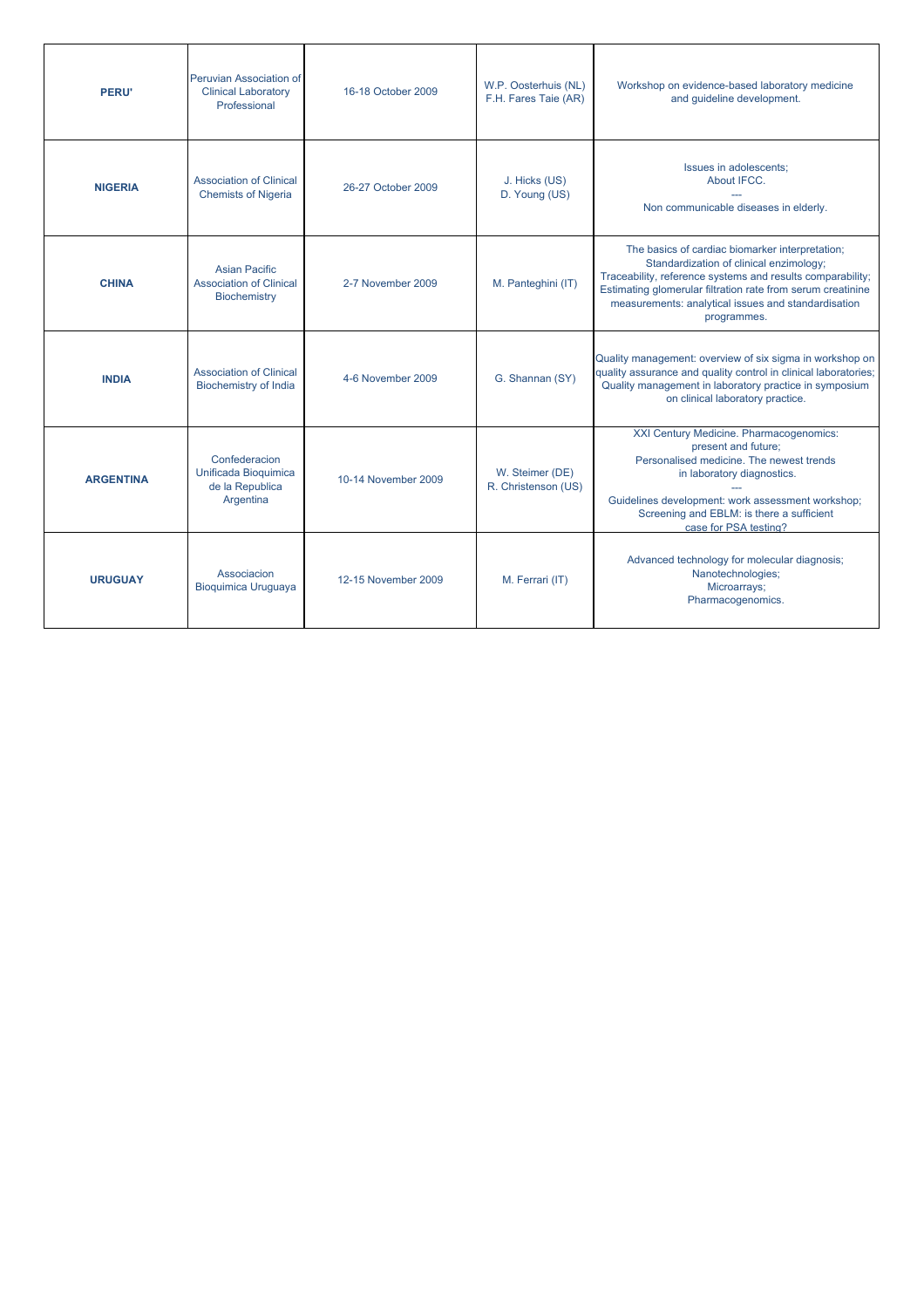| | | | | |
|---|---|---|---|---|
| **PERU'** | Peruvian Association of Clinical Laboratory Professional | 16-18 October 2009 | W.P. Oosterhuis (NL)<br>F.H. Fares Taie (AR) | Workshop on evidence-based laboratory medicine and guideline development. |
| **NIGERIA** | Association of Clinical Chemists of Nigeria | 26-27 October 2009 | J. Hicks (US)<br>D. Young (US) | Issues in adolescents;<br>About IFCC.<br>---<br>Non communicable diseases in elderly. |
| **CHINA** | Asian Pacific Association of Clinical Biochemistry | 2-7 November 2009 | M. Panteghini (IT) | The basics of cardiac biomarker interpretation;<br>Standardization of clinical enzimology;<br>Traceability, reference systems and results comparability;<br>Estimating glomerular filtration rate from serum creatinine measurements: analytical issues and standardisation programmes. |
| **INDIA** | Association of Clinical Biochemistry of India | 4-6 November 2009 | G. Shannan (SY) | Quality management: overview of six sigma in workshop on quality assurance and quality control in clinical laboratories;<br>Quality management in laboratory practice in symposium on clinical laboratory practice. |
| **ARGENTINA** | Confederacion Unificada Bioquimica de la Republica Argentina | 10-14 November 2009 | W. Steimer (DE)<br>R. Christenson (US) | XXI Century Medicine. Pharmacogenomics: present and future;<br>Personalised medicine. The newest trends in laboratory diagnostics.<br>---<br>Guidelines development: work assessment workshop;<br>Screening and EBLM: is there a sufficient case for PSA testing? |
| **URUGUAY** | Associacion Bioquimica Uruguaya | 12-15 November 2009 | M. Ferrari (IT) | Advanced technology for molecular diagnosis;<br>Nanotechnologies;<br>Microarrays;<br>Pharmacogenomics. |